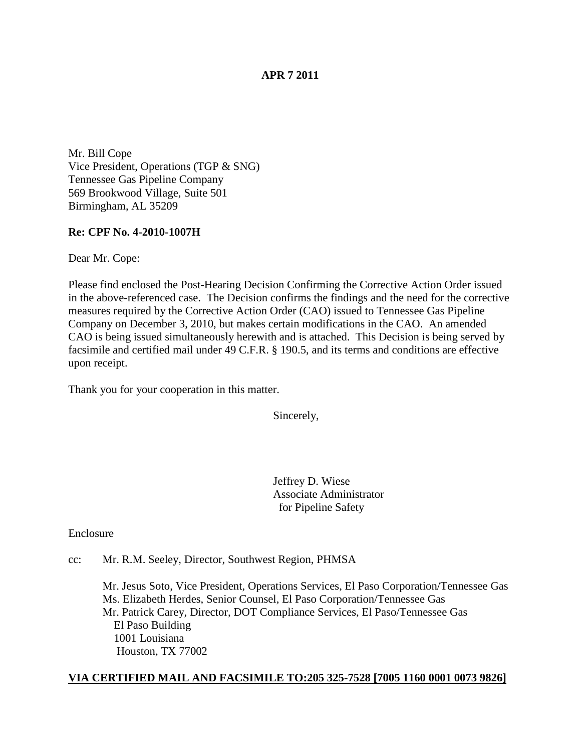**APR 7 2011**

Mr. Bill Cope
Vice President, Operations (TGP & SNG)
Tennessee Gas Pipeline Company
569 Brookwood Village, Suite 501
Birmingham, AL 35209

**Re: CPF No. 4-2010-1007H**

Dear Mr. Cope:

Please find enclosed the Post-Hearing Decision Confirming the Corrective Action Order issued in the above-referenced case. The Decision confirms the findings and the need for the corrective measures required by the Corrective Action Order (CAO) issued to Tennessee Gas Pipeline Company on December 3, 2010, but makes certain modifications in the CAO. An amended CAO is being issued simultaneously herewith and is attached. This Decision is being served by facsimile and certified mail under 49 C.F.R. § 190.5, and its terms and conditions are effective upon receipt.

Thank you for your cooperation in this matter.

Sincerely,

Jeffrey D. Wiese
Associate Administrator
for Pipeline Safety

Enclosure

cc: Mr. R.M. Seeley, Director, Southwest Region, PHMSA

Mr. Jesus Soto, Vice President, Operations Services, El Paso Corporation/Tennessee Gas
Ms. Elizabeth Herdes, Senior Counsel, El Paso Corporation/Tennessee Gas
Mr. Patrick Carey, Director, DOT Compliance Services, El Paso/Tennessee Gas
El Paso Building
1001 Louisiana
Houston, TX 77002

**VIA CERTIFIED MAIL AND FACSIMILE TO:205 325-7528 [7005 1160 0001 0073 9826]**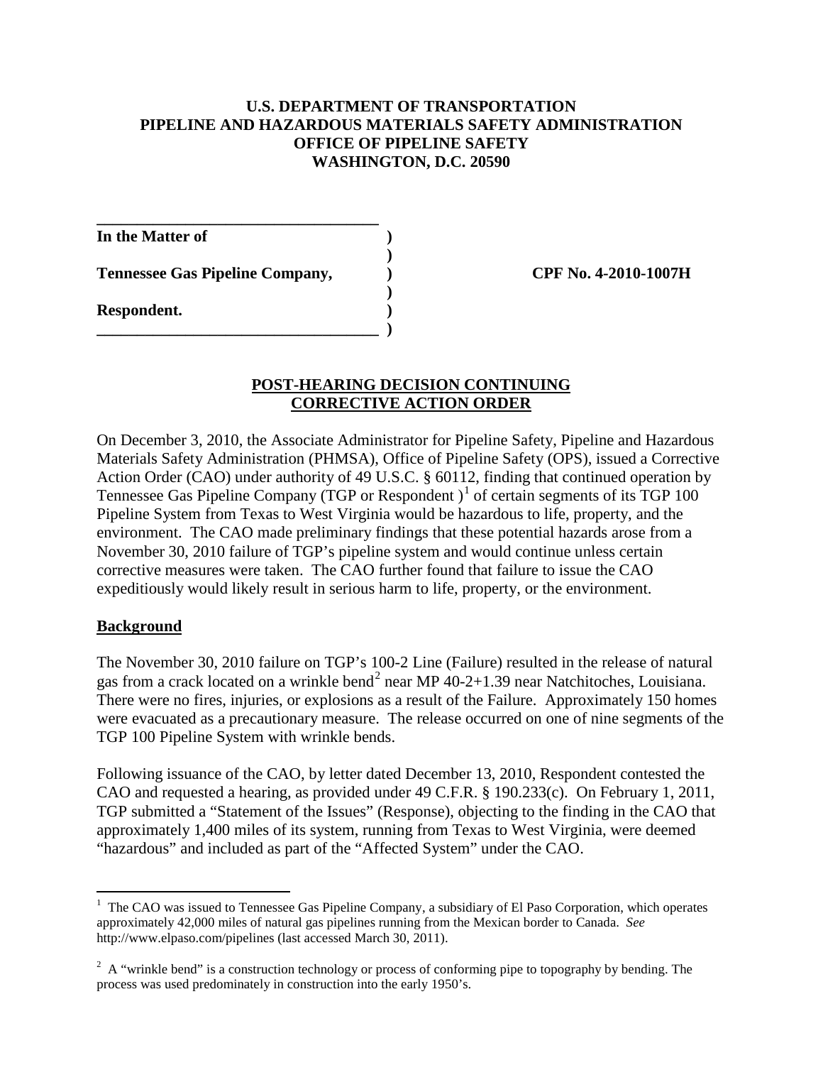**U.S. DEPARTMENT OF TRANSPORTATION**
**PIPELINE AND HAZARDOUS MATERIALS SAFETY ADMINISTRATION**
**OFFICE OF PIPELINE SAFETY**
**WASHINGTON, D.C. 20590**

| | | |
|---|---|---|
| **In the Matter of** | **)** | |
| | **)** | |
| **Tennessee Gas Pipeline Company,** | **)** | **CPF No. 4-2010-1007H** |
| | **)** | |
| **Respondent.** | **)** | |
| | **)** | |

**POST-HEARING DECISION CONTINUING CORRECTIVE ACTION ORDER**

On December 3, 2010, the Associate Administrator for Pipeline Safety, Pipeline and Hazardous Materials Safety Administration (PHMSA), Office of Pipeline Safety (OPS), issued a Corrective Action Order (CAO) under authority of 49 U.S.C. § 60112, finding that continued operation by Tennessee Gas Pipeline Company (TGP or Respondent )[1] of certain segments of its TGP 100 Pipeline System from Texas to West Virginia would be hazardous to life, property, and the environment. The CAO made preliminary findings that these potential hazards arose from a November 30, 2010 failure of TGP's pipeline system and would continue unless certain corrective measures were taken. The CAO further found that failure to issue the CAO expeditiously would likely result in serious harm to life, property, or the environment.

## Background

The November 30, 2010 failure on TGP's 100-2 Line (Failure) resulted in the release of natural gas from a crack located on a wrinkle bend[2] near MP 40-2+1.39 near Natchitoches, Louisiana. There were no fires, injuries, or explosions as a result of the Failure. Approximately 150 homes were evacuated as a precautionary measure. The release occurred on one of nine segments of the TGP 100 Pipeline System with wrinkle bends.

Following issuance of the CAO, by letter dated December 13, 2010, Respondent contested the CAO and requested a hearing, as provided under 49 C.F.R. § 190.233(c). On February 1, 2011, TGP submitted a "Statement of the Issues" (Response), objecting to the finding in the CAO that approximately 1,400 miles of its system, running from Texas to West Virginia, were deemed "hazardous" and included as part of the "Affected System" under the CAO.

---

[1] The CAO was issued to Tennessee Gas Pipeline Company, a subsidiary of El Paso Corporation, which operates approximately 42,000 miles of natural gas pipelines running from the Mexican border to Canada. *See* http://www.elpaso.com/pipelines (last accessed March 30, 2011).

[2] A "wrinkle bend" is a construction technology or process of conforming pipe to topography by bending. The process was used predominately in construction into the early 1950's.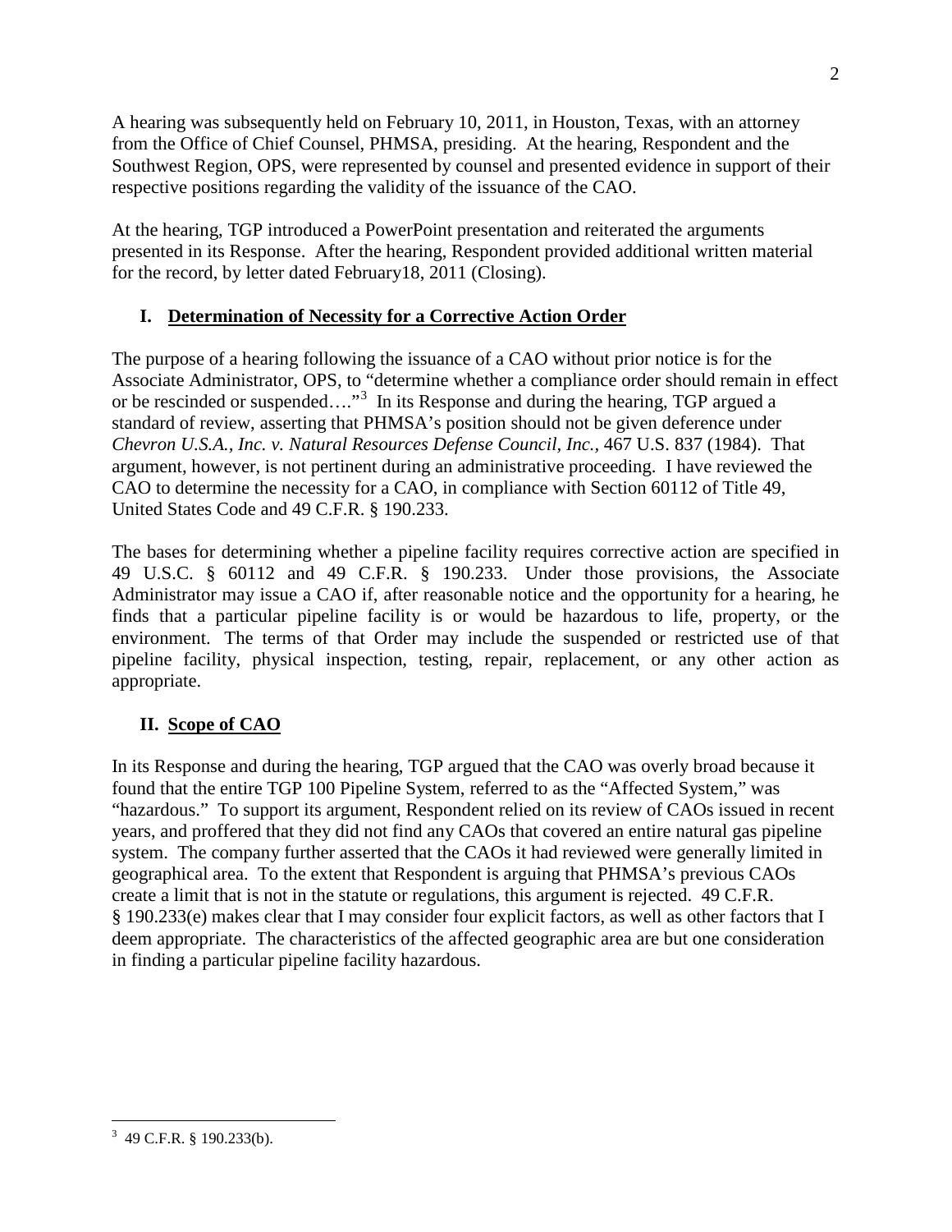A hearing was subsequently held on February 10, 2011, in Houston, Texas, with an attorney from the Office of Chief Counsel, PHMSA, presiding. At the hearing, Respondent and the Southwest Region, OPS, were represented by counsel and presented evidence in support of their respective positions regarding the validity of the issuance of the CAO.

At the hearing, TGP introduced a PowerPoint presentation and reiterated the arguments presented in its Response. After the hearing, Respondent provided additional written material for the record, by letter dated February18, 2011 (Closing).

## I. Determination of Necessity for a Corrective Action Order

The purpose of a hearing following the issuance of a CAO without prior notice is for the Associate Administrator, OPS, to "determine whether a compliance order should remain in effect or be rescinded or suspended…."[3] In its Response and during the hearing, TGP argued a standard of review, asserting that PHMSA's position should not be given deference under *Chevron U.S.A., Inc. v. Natural Resources Defense Council, Inc.,* 467 U.S. 837 (1984). That argument, however, is not pertinent during an administrative proceeding. I have reviewed the CAO to determine the necessity for a CAO, in compliance with Section 60112 of Title 49, United States Code and 49 C.F.R. § 190.233.

The bases for determining whether a pipeline facility requires corrective action are specified in 49 U.S.C. § 60112 and 49 C.F.R. § 190.233. Under those provisions, the Associate Administrator may issue a CAO if, after reasonable notice and the opportunity for a hearing, he finds that a particular pipeline facility is or would be hazardous to life, property, or the environment. The terms of that Order may include the suspended or restricted use of that pipeline facility, physical inspection, testing, repair, replacement, or any other action as appropriate.

## II. Scope of CAO

In its Response and during the hearing, TGP argued that the CAO was overly broad because it found that the entire TGP 100 Pipeline System, referred to as the "Affected System," was "hazardous." To support its argument, Respondent relied on its review of CAOs issued in recent years, and proffered that they did not find any CAOs that covered an entire natural gas pipeline system. The company further asserted that the CAOs it had reviewed were generally limited in geographical area. To the extent that Respondent is arguing that PHMSA's previous CAOs create a limit that is not in the statute or regulations, this argument is rejected. 49 C.F.R. § 190.233(e) makes clear that I may consider four explicit factors, as well as other factors that I deem appropriate. The characteristics of the affected geographic area are but one consideration in finding a particular pipeline facility hazardous.

---

[3] 49 C.F.R. § 190.233(b).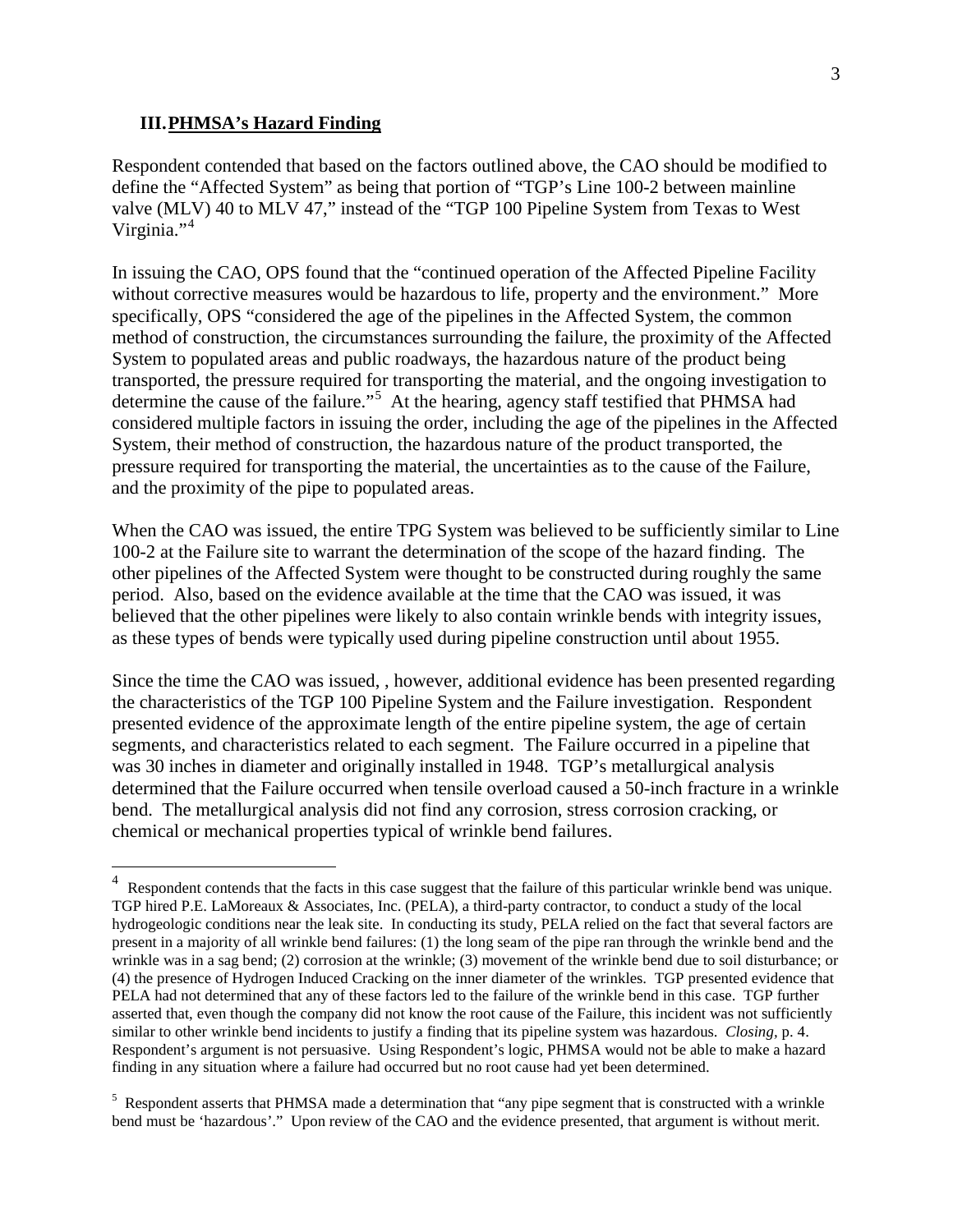### III. PHMSA's Hazard Finding

Respondent contended that based on the factors outlined above, the CAO should be modified to define the "Affected System" as being that portion of "TGP's Line 100-2 between mainline valve (MLV) 40 to MLV 47," instead of the "TGP 100 Pipeline System from Texas to West Virginia."[4]

In issuing the CAO, OPS found that the "continued operation of the Affected Pipeline Facility without corrective measures would be hazardous to life, property and the environment." More specifically, OPS "considered the age of the pipelines in the Affected System, the common method of construction, the circumstances surrounding the failure, the proximity of the Affected System to populated areas and public roadways, the hazardous nature of the product being transported, the pressure required for transporting the material, and the ongoing investigation to determine the cause of the failure."[5] At the hearing, agency staff testified that PHMSA had considered multiple factors in issuing the order, including the age of the pipelines in the Affected System, their method of construction, the hazardous nature of the product transported, the pressure required for transporting the material, the uncertainties as to the cause of the Failure, and the proximity of the pipe to populated areas.

When the CAO was issued, the entire TPG System was believed to be sufficiently similar to Line 100-2 at the Failure site to warrant the determination of the scope of the hazard finding. The other pipelines of the Affected System were thought to be constructed during roughly the same period. Also, based on the evidence available at the time that the CAO was issued, it was believed that the other pipelines were likely to also contain wrinkle bends with integrity issues, as these types of bends were typically used during pipeline construction until about 1955.

Since the time the CAO was issued, , however, additional evidence has been presented regarding the characteristics of the TGP 100 Pipeline System and the Failure investigation. Respondent presented evidence of the approximate length of the entire pipeline system, the age of certain segments, and characteristics related to each segment. The Failure occurred in a pipeline that was 30 inches in diameter and originally installed in 1948. TGP's metallurgical analysis determined that the Failure occurred when tensile overload caused a 50-inch fracture in a wrinkle bend. The metallurgical analysis did not find any corrosion, stress corrosion cracking, or chemical or mechanical properties typical of wrinkle bend failures.

---

[4] Respondent contends that the facts in this case suggest that the failure of this particular wrinkle bend was unique. TGP hired P.E. LaMoreaux & Associates, Inc. (PELA), a third-party contractor, to conduct a study of the local hydrogeologic conditions near the leak site. In conducting its study, PELA relied on the fact that several factors are present in a majority of all wrinkle bend failures: (1) the long seam of the pipe ran through the wrinkle bend and the wrinkle was in a sag bend; (2) corrosion at the wrinkle; (3) movement of the wrinkle bend due to soil disturbance; or (4) the presence of Hydrogen Induced Cracking on the inner diameter of the wrinkles. TGP presented evidence that PELA had not determined that any of these factors led to the failure of the wrinkle bend in this case. TGP further asserted that, even though the company did not know the root cause of the Failure, this incident was not sufficiently similar to other wrinkle bend incidents to justify a finding that its pipeline system was hazardous. *Closing*, p. 4. Respondent's argument is not persuasive. Using Respondent's logic, PHMSA would not be able to make a hazard finding in any situation where a failure had occurred but no root cause had yet been determined.

[5] Respondent asserts that PHMSA made a determination that "any pipe segment that is constructed with a wrinkle bend must be 'hazardous'." Upon review of the CAO and the evidence presented, that argument is without merit.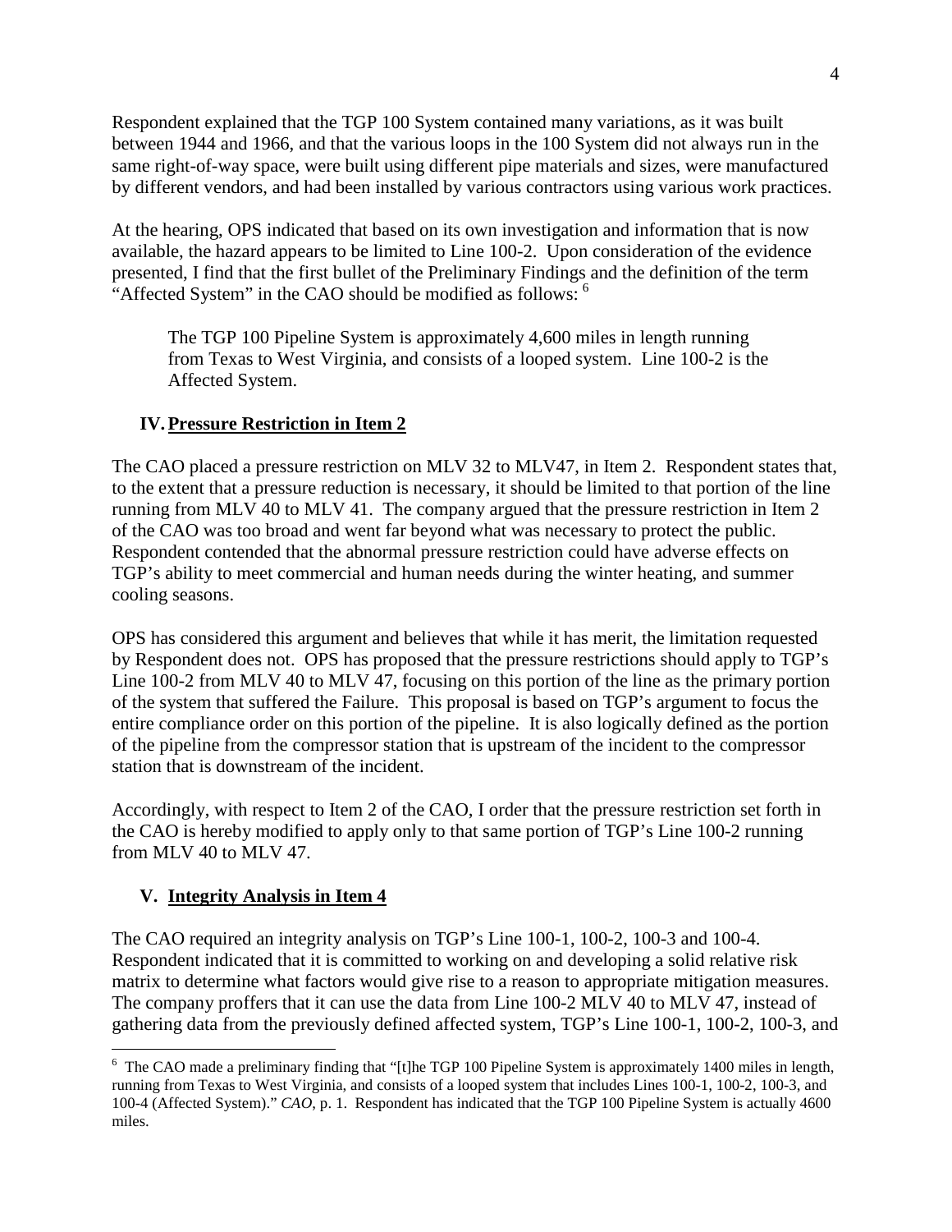Respondent explained that the TGP 100 System contained many variations, as it was built between 1944 and 1966, and that the various loops in the 100 System did not always run in the same right-of-way space, were built using different pipe materials and sizes, were manufactured by different vendors, and had been installed by various contractors using various work practices.

At the hearing, OPS indicated that based on its own investigation and information that is now available, the hazard appears to be limited to Line 100-2. Upon consideration of the evidence presented, I find that the first bullet of the Preliminary Findings and the definition of the term "Affected System" in the CAO should be modified as follows: [6]

> The TGP 100 Pipeline System is approximately 4,600 miles in length running from Texas to West Virginia, and consists of a looped system. Line 100-2 is the Affected System.

## IV. Pressure Restriction in Item 2

The CAO placed a pressure restriction on MLV 32 to MLV47, in Item 2. Respondent states that, to the extent that a pressure reduction is necessary, it should be limited to that portion of the line running from MLV 40 to MLV 41. The company argued that the pressure restriction in Item 2 of the CAO was too broad and went far beyond what was necessary to protect the public. Respondent contended that the abnormal pressure restriction could have adverse effects on TGP's ability to meet commercial and human needs during the winter heating, and summer cooling seasons.

OPS has considered this argument and believes that while it has merit, the limitation requested by Respondent does not. OPS has proposed that the pressure restrictions should apply to TGP's Line 100-2 from MLV 40 to MLV 47, focusing on this portion of the line as the primary portion of the system that suffered the Failure. This proposal is based on TGP's argument to focus the entire compliance order on this portion of the pipeline. It is also logically defined as the portion of the pipeline from the compressor station that is upstream of the incident to the compressor station that is downstream of the incident.

Accordingly, with respect to Item 2 of the CAO, I order that the pressure restriction set forth in the CAO is hereby modified to apply only to that same portion of TGP's Line 100-2 running from MLV 40 to MLV 47.

## V. Integrity Analysis in Item 4

The CAO required an integrity analysis on TGP's Line 100-1, 100-2, 100-3 and 100-4. Respondent indicated that it is committed to working on and developing a solid relative risk matrix to determine what factors would give rise to a reason to appropriate mitigation measures. The company proffers that it can use the data from Line 100-2 MLV 40 to MLV 47, instead of gathering data from the previously defined affected system, TGP's Line 100-1, 100-2, 100-3, and

---

[6] The CAO made a preliminary finding that "[t]he TGP 100 Pipeline System is approximately 1400 miles in length, running from Texas to West Virginia, and consists of a looped system that includes Lines 100-1, 100-2, 100-3, and 100-4 (Affected System)." *CAO*, p. 1. Respondent has indicated that the TGP 100 Pipeline System is actually 4600 miles.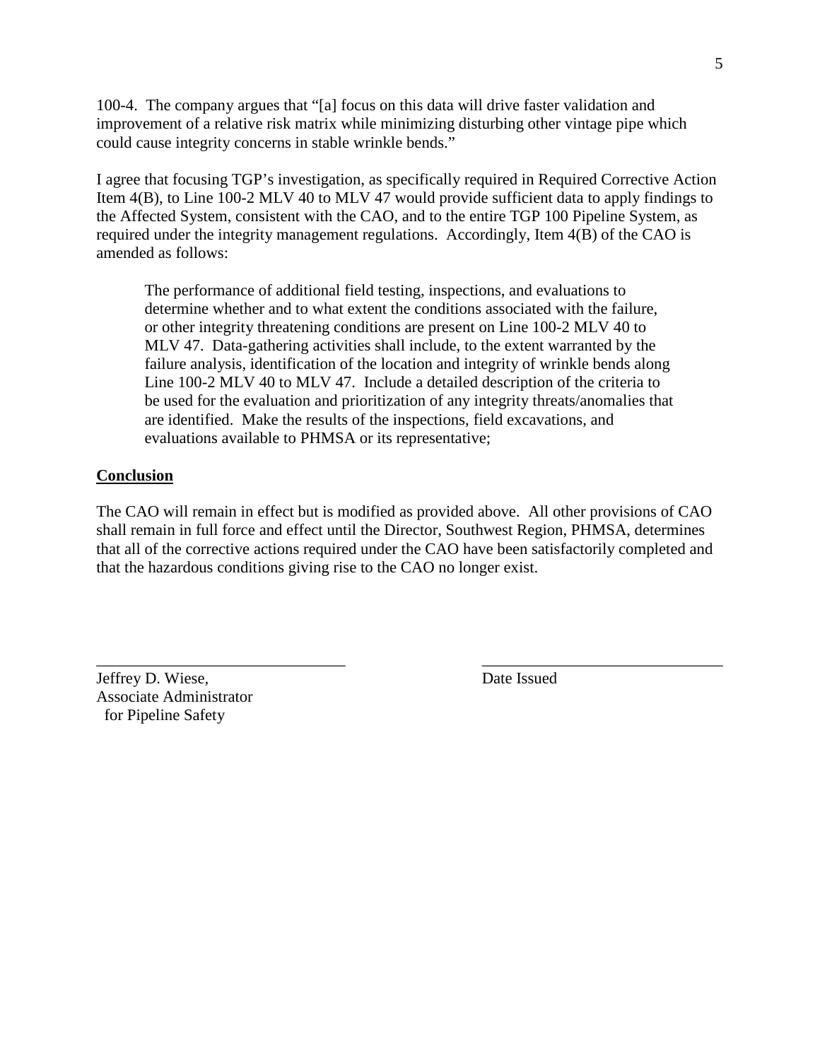100-4. The company argues that "[a] focus on this data will drive faster validation and improvement of a relative risk matrix while minimizing disturbing other vintage pipe which could cause integrity concerns in stable wrinkle bends."

I agree that focusing TGP's investigation, as specifically required in Required Corrective Action Item 4(B), to Line 100-2 MLV 40 to MLV 47 would provide sufficient data to apply findings to the Affected System, consistent with the CAO, and to the entire TGP 100 Pipeline System, as required under the integrity management regulations. Accordingly, Item 4(B) of the CAO is amended as follows:

> The performance of additional field testing, inspections, and evaluations to determine whether and to what extent the conditions associated with the failure, or other integrity threatening conditions are present on Line 100-2 MLV 40 to MLV 47. Data-gathering activities shall include, to the extent warranted by the failure analysis, identification of the location and integrity of wrinkle bends along Line 100-2 MLV 40 to MLV 47. Include a detailed description of the criteria to be used for the evaluation and prioritization of any integrity threats/anomalies that are identified. Make the results of the inspections, field excavations, and evaluations available to PHMSA or its representative;

## Conclusion

The CAO will remain in effect but is modified as provided above. All other provisions of CAO shall remain in full force and effect until the Director, Southwest Region, PHMSA, determines that all of the corrective actions required under the CAO have been satisfactorily completed and that the hazardous conditions giving rise to the CAO no longer exist.

_______________________________ _______________________________

Jeffrey D. Wiese,
Associate Administrator
for Pipeline Safety

Date Issued